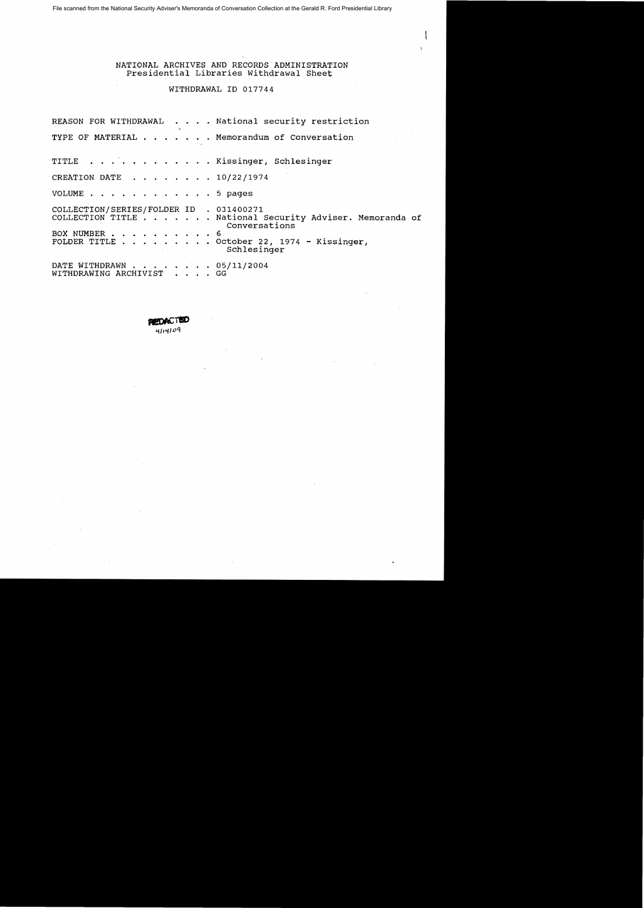File scanned from the National Security Adviser's Memoranda of Conversation Collection at the Gerald R. Ford Presidential Library

NATIONAL ARCHIVES AND RECORDS ADMINISTRATION
Presidential Libraries Withdrawal Sheet

WITHDRAWAL ID 017744

REASON FOR WITHDRAWAL . . . . National security restriction

TYPE OF MATERIAL . . . . . . . Memorandum of Conversation

TITLE . . . . . . . . . . . . Kissinger, Schlesinger

CREATION DATE . . . . . . . . 10/22/1974

VOLUME . . . . . . . . . . . . 5 pages

COLLECTION/SERIES/FOLDER ID . 031400271
COLLECTION TITLE . . . . . . . National Security Adviser. Memoranda of Conversations
BOX NUMBER . . . . . . . . . . 6
FOLDER TITLE . . . . . . . . . October 22, 1974 - Kissinger, Schlesinger

DATE WITHDRAWN . . . . . . . . 05/11/2004
WITHDRAWING ARCHIVIST . . . . GG

REDACTED
4/14/09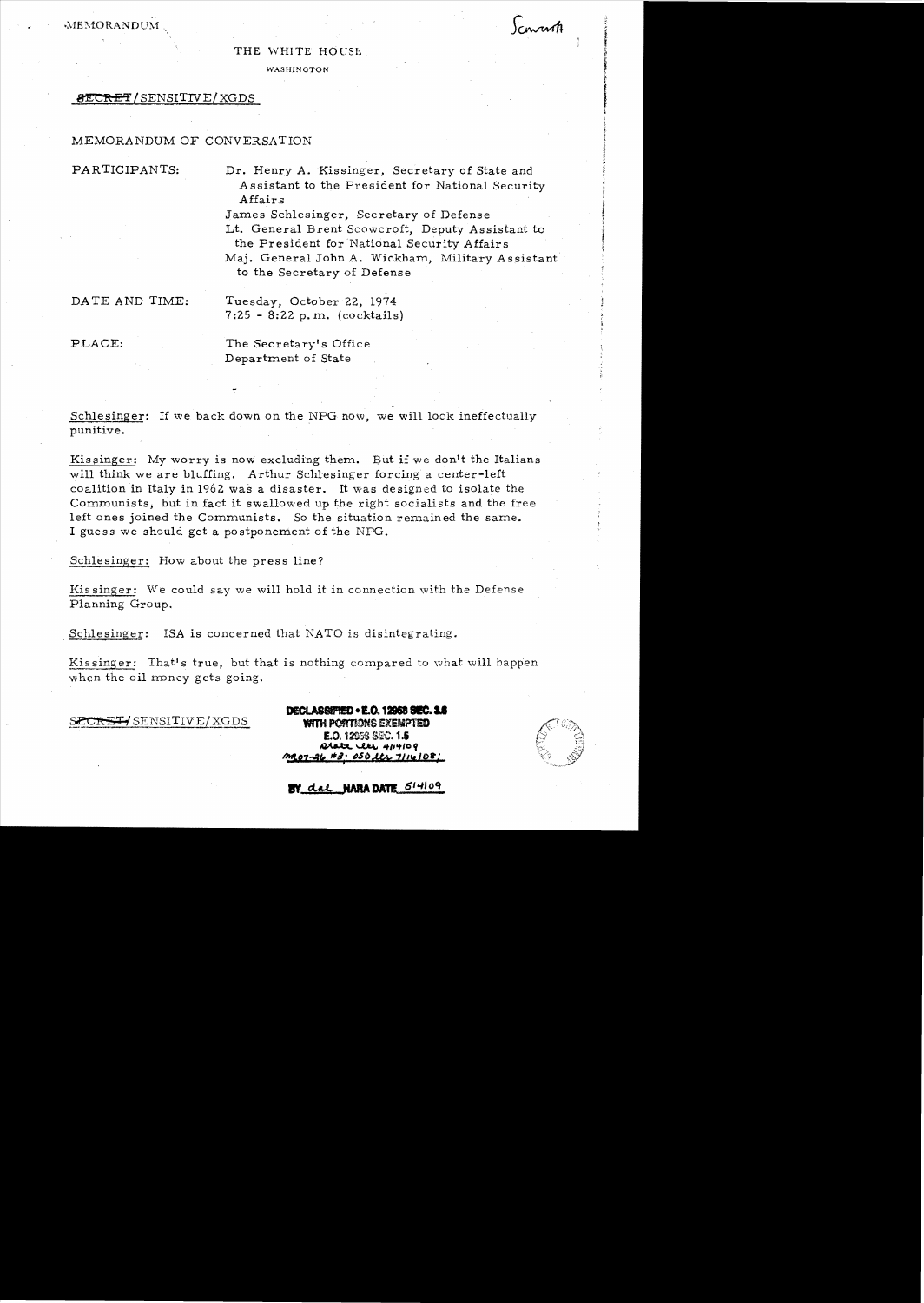MEMORANDUM

Scowcroft

THE WHITE HOUSE

WASHINGTON

~~SECRET~~/SENSITIVE/XGDS

MEMORANDUM OF CONVERSATION

PARTICIPANTS: Dr. Henry A. Kissinger, Secretary of State and Assistant to the President for National Security Affairs

James Schlesinger, Secretary of Defense

Lt. General Brent Scowcroft, Deputy Assistant to the President for National Security Affairs

Maj. General John A. Wickham, Military Assistant to the Secretary of Defense

DATE AND TIME: Tuesday, October 22, 1974
7:25 - 8:22 p.m. (cocktails)

PLACE: The Secretary's Office
Department of State

Schlesinger: If we back down on the NPG now, we will look ineffectually punitive.

Kissinger: My worry is now excluding them. But if we don't the Italians will think we are bluffing. Arthur Schlesinger forcing a center-left coalition in Italy in 1962 was a disaster. It was designed to isolate the Communists, but in fact it swallowed up the right socialists and the free left ones joined the Communists. So the situation remained the same. I guess we should get a postponement of the NPG.

Schlesinger: How about the press line?

Kissinger: We could say we will hold it in connection with the Defense Planning Group.

Schlesinger: ISA is concerned that NATO is disintegrating.

Kissinger: That's true, but that is nothing compared to what will happen when the oil money gets going.

~~SECRET~~/SENSITIVE/XGDS

DECLASSIFIED • E.O. 12958 SEC. 3.5
WITH PORTIONS EXEMPTED
E.O. 12958 SEC. 1.5
State lev 4/14/09
MR07-46 #8; OSD ltr 7/16/08;

BY dal NARA DATE 5/4/09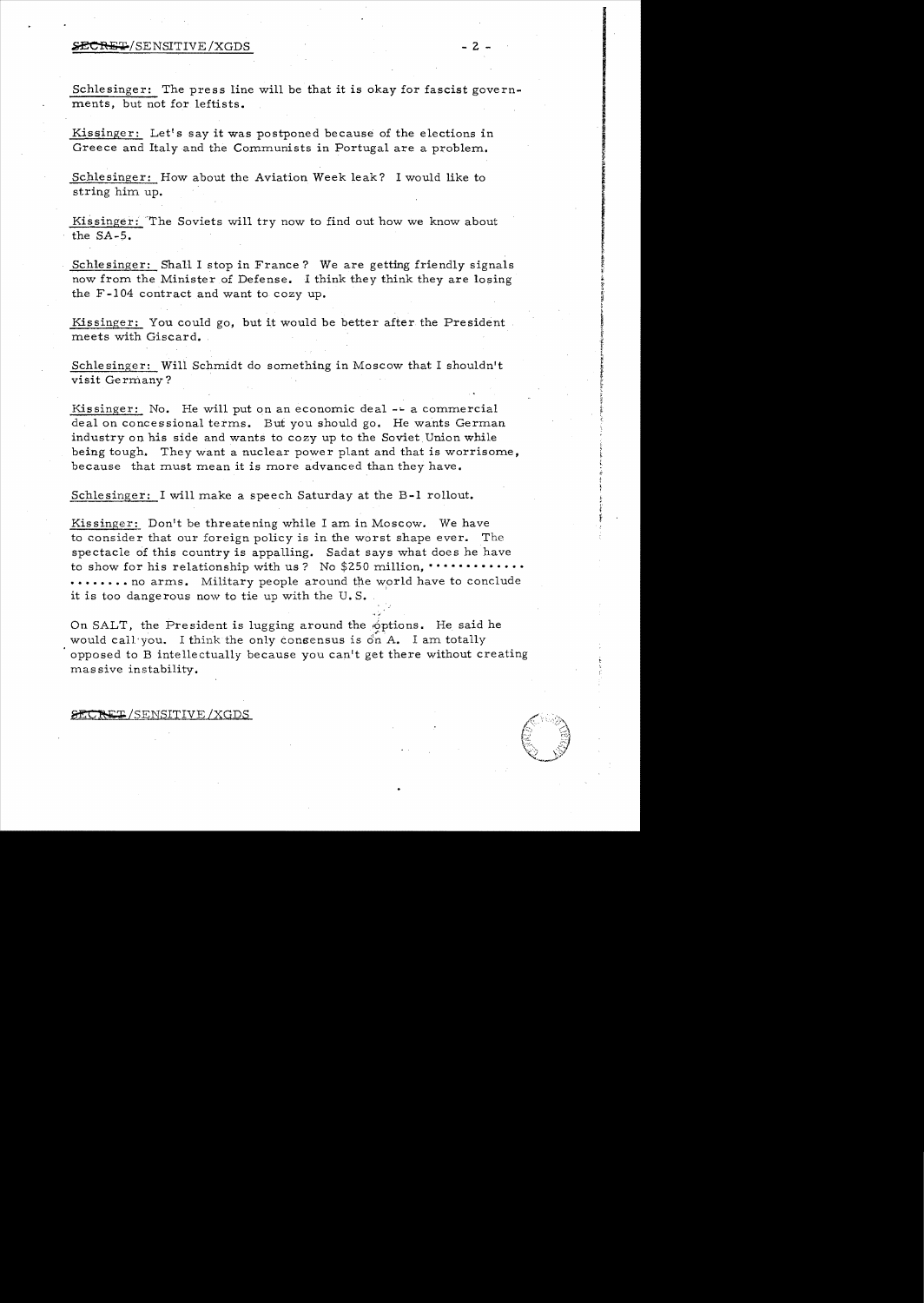Schlesinger: The press line will be that it is okay for fascist governments, but not for leftists.

Kissinger: Let's say it was postponed because of the elections in Greece and Italy and the Communists in Portugal are a problem.

Schlesinger: How about the Aviation Week leak? I would like to string him up.

Kissinger: The Soviets will try now to find out how we know about the SA-5.

Schlesinger: Shall I stop in France? We are getting friendly signals now from the Minister of Defense. I think they think they are losing the F-104 contract and want to cozy up.

Kissinger: You could go, but it would be better after the President meets with Giscard.

Schlesinger: Will Schmidt do something in Moscow that I shouldn't visit Germany?

Kissinger: No. He will put on an economic deal -- a commercial deal on concessional terms. But you should go. He wants German industry on his side and wants to cozy up to the Soviet Union while being tough. They want a nuclear power plant and that is worrisome, because that must mean it is more advanced than they have.

Schlesinger: I will make a speech Saturday at the B-1 rollout.

Kissinger: Don't be threatening while I am in Moscow. We have to consider that our foreign policy is in the worst shape ever. The spectacle of this country is appalling. Sadat says what does he have to show for his relationship with us? No $250 million, .................... no arms. Military people around the world have to conclude it is too dangerous now to tie up with the U.S.

On SALT, the President is lugging around the options. He said he would call you. I think the only consensus is on A. I am totally opposed to B intellectually because you can't get there without creating massive instability.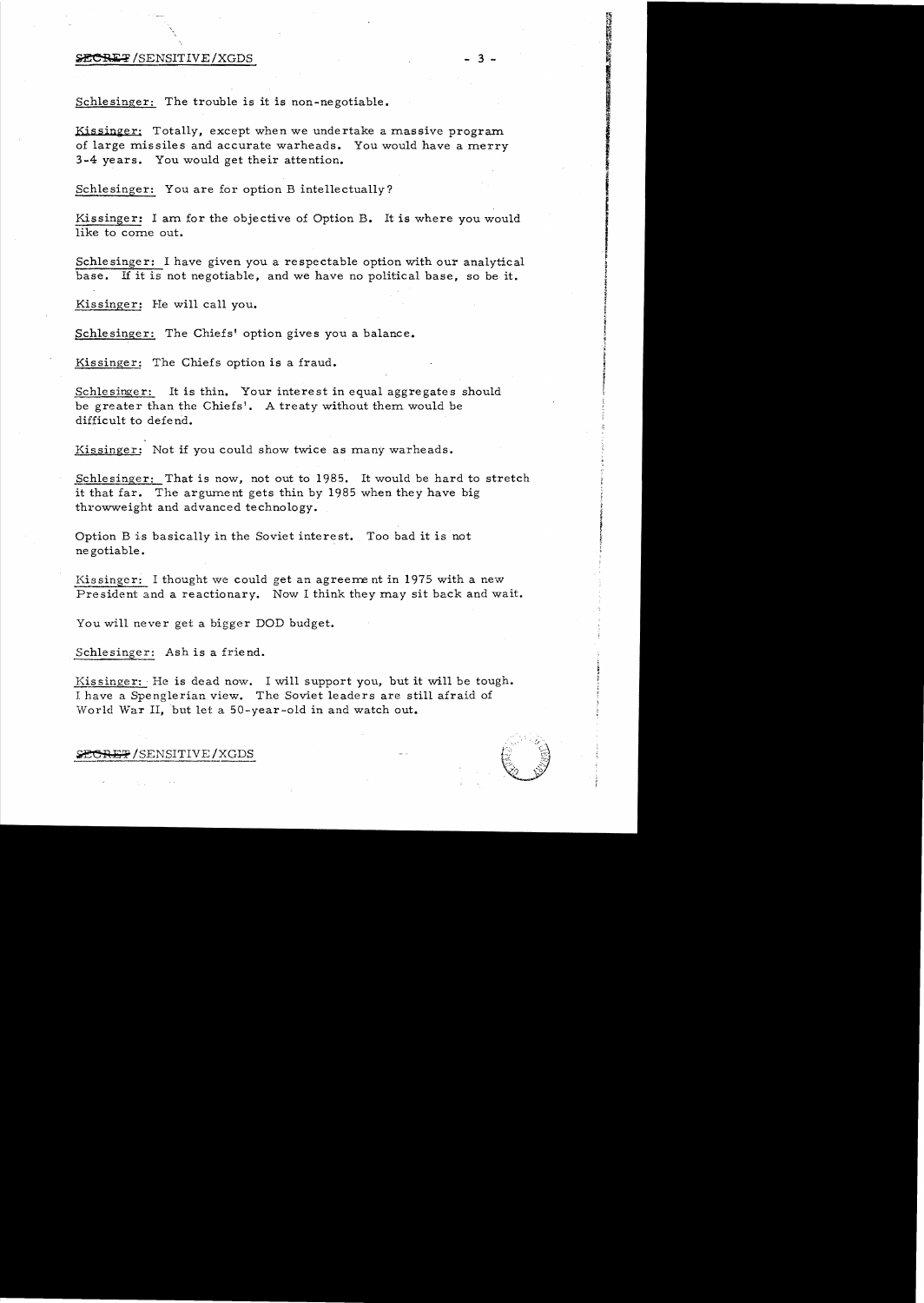Schlesinger: The trouble is it is non-negotiable.

Kissinger: Totally, except when we undertake a massive program of large missiles and accurate warheads. You would have a merry 3-4 years. You would get their attention.

Schlesinger: You are for option B intellectually?

Kissinger: I am for the objective of Option B. It is where you would like to come out.

Schlesinger: I have given you a respectable option with our analytical base. If it is not negotiable, and we have no political base, so be it.

Kissinger: He will call you.

Schlesinger: The Chiefs' option gives you a balance.

Kissinger: The Chiefs option is a fraud.

Schlesinger: It is thin. Your interest in equal aggregates should be greater than the Chiefs'. A treaty without them would be difficult to defend.

Kissinger: Not if you could show twice as many warheads.

Schlesinger: That is now, not out to 1985. It would be hard to stretch it that far. The argument gets thin by 1985 when they have big throwweight and advanced technology.

Option B is basically in the Soviet interest. Too bad it is not negotiable.

Kissinger: I thought we could get an agreement in 1975 with a new President and a reactionary. Now I think they may sit back and wait.

You will never get a bigger DOD budget.

Schlesinger: Ash is a friend.

Kissinger: He is dead now. I will support you, but it will be tough. I have a Spenglerian view. The Soviet leaders are still afraid of World War II, but let a 50-year-old in and watch out.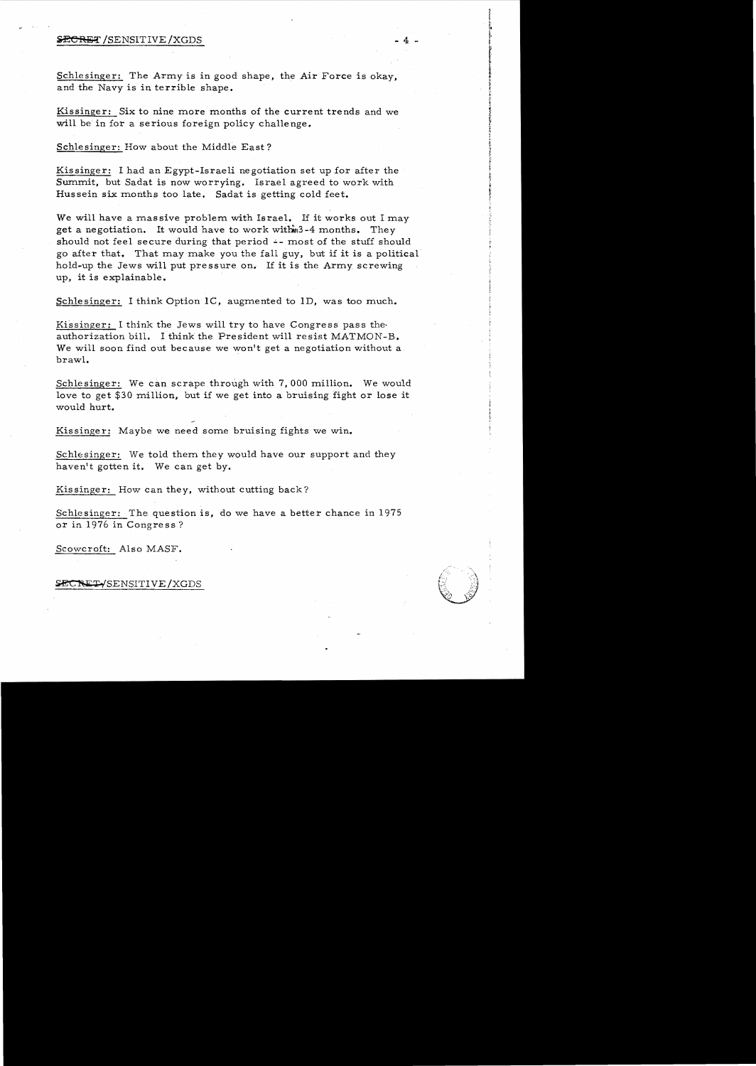Schlesinger: The Army is in good shape, the Air Force is okay, and the Navy is in terrible shape.

Kissinger: Six to nine more months of the current trends and we will be in for a serious foreign policy challenge.

Schlesinger: How about the Middle East?

Kissinger: I had an Egypt-Israeli negotiation set up for after the Summit, but Sadat is now worrying. Israel agreed to work with Hussein six months too late. Sadat is getting cold feet.

We will have a massive problem with Israel. If it works out I may get a negotiation. It would have to work within 3-4 months. They should not feel secure during that period -- most of the stuff should go after that. That may make you the fall guy, but if it is a political hold-up the Jews will put pressure on. If it is the Army screwing up, it is explainable.

Schlesinger: I think Option 1C, augmented to 1D, was too much.

Kissinger: I think the Jews will try to have Congress pass the authorization bill. I think the President will resist MATMON-B. We will soon find out because we won't get a negotiation without a brawl.

Schlesinger: We can scrape through with 7,000 million. We would love to get $30 million, but if we get into a bruising fight or lose it would hurt.

Kissinger: Maybe we need some bruising fights we win.

Schlesinger: We told them they would have our support and they haven't gotten it. We can get by.

Kissinger: How can they, without cutting back?

Schlesinger: The question is, do we have a better chance in 1975 or in 1976 in Congress?

Scowcroft: Also MASF.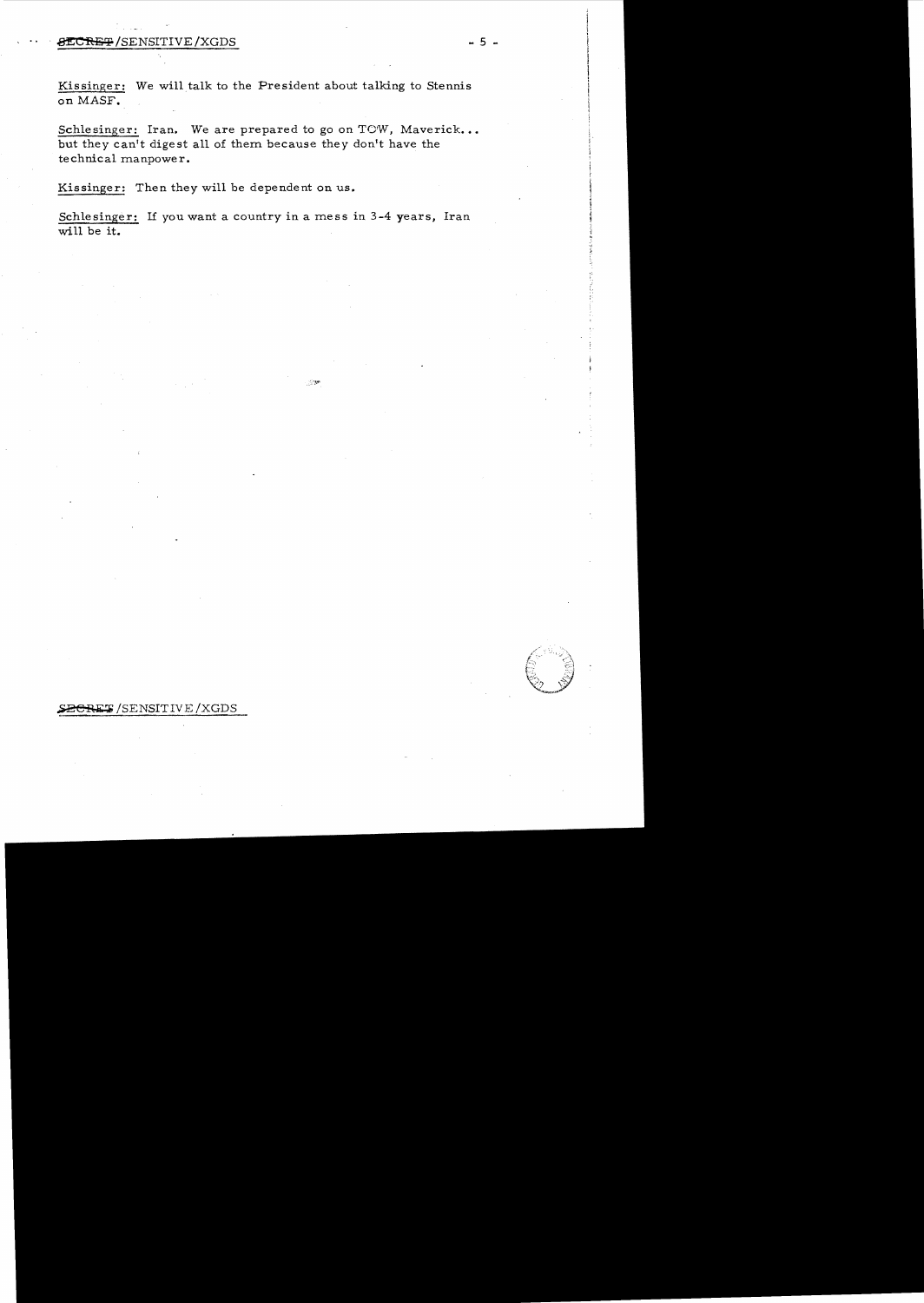Kissinger: We will talk to the President about talking to Stennis on MASF.

Schlesinger: Iran. We are prepared to go on TOW, Maverick... but they can't digest all of them because they don't have the technical manpower.

Kissinger: Then they will be dependent on us.

Schlesinger: If you want a country in a mess in 3-4 years, Iran will be it.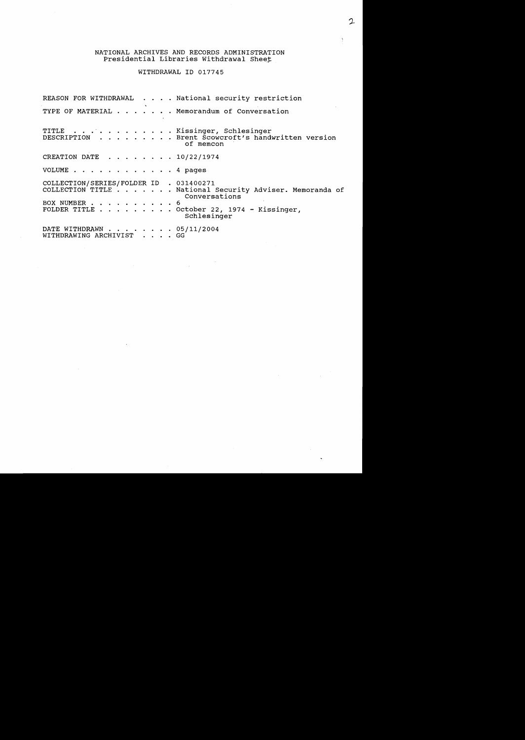NATIONAL ARCHIVES AND RECORDS ADMINISTRATION
Presidential Libraries Withdrawal Sheet

WITHDRAWAL ID 017745

REASON FOR WITHDRAWAL . . . . National security restriction

TYPE OF MATERIAL . . . . . . . Memorandum of Conversation

TITLE . . . . . . . . . . . . Kissinger, Schlesinger
DESCRIPTION . . . . . . . . . Brent Scowcroft's handwritten version of memcon

CREATION DATE . . . . . . . . 10/22/1974

VOLUME . . . . . . . . . . . . 4 pages

COLLECTION/SERIES/FOLDER ID . 031400271
COLLECTION TITLE . . . . . . . National Security Adviser. Memoranda of Conversations
BOX NUMBER . . . . . . . . . . 6
FOLDER TITLE . . . . . . . . . October 22, 1974 - Kissinger, Schlesinger

DATE WITHDRAWN . . . . . . . . 05/11/2004
WITHDRAWING ARCHIVIST . . . . GG